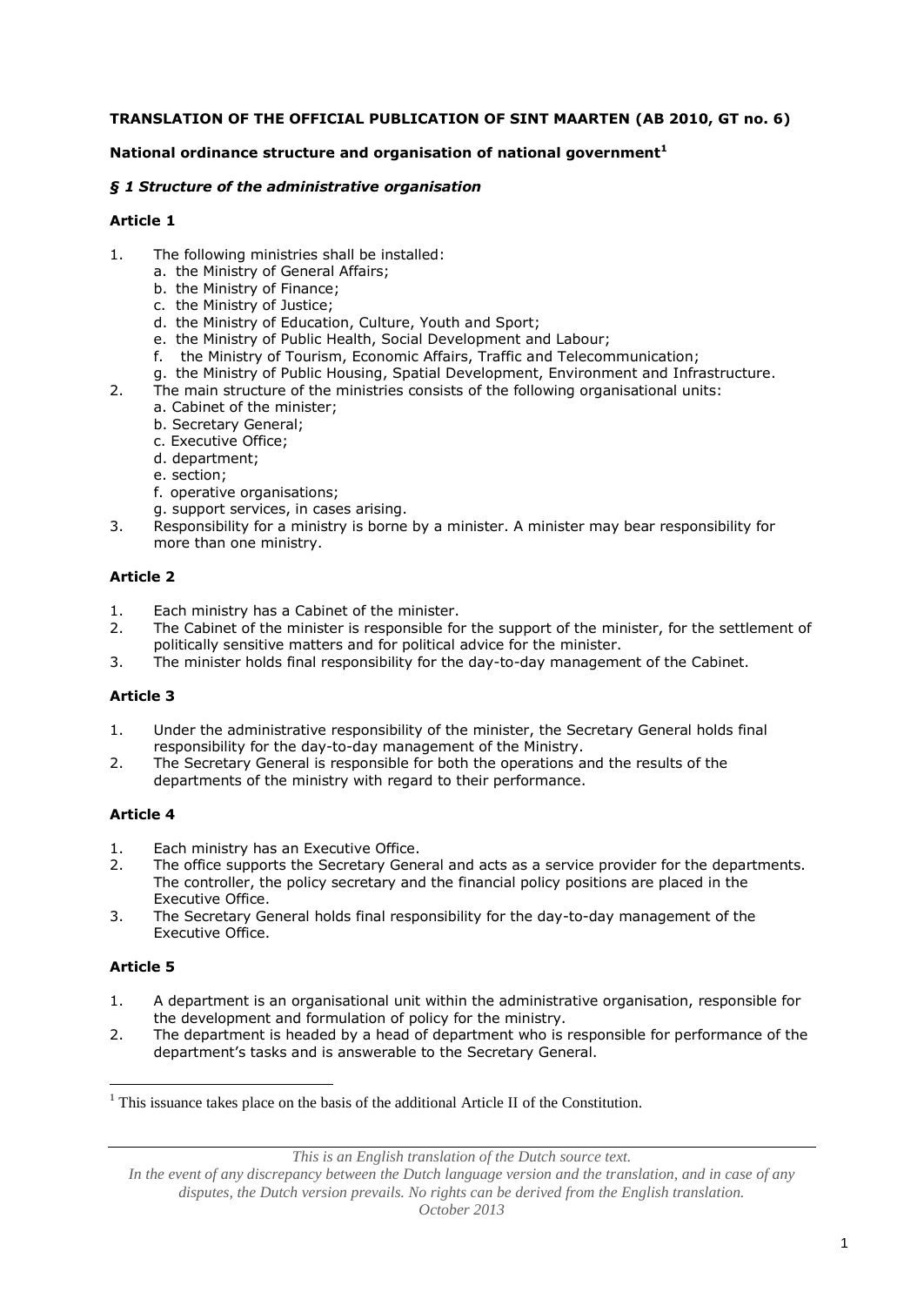**TRANSLATION OF THE OFFICIAL PUBLICATION OF SINT MAARTEN (AB 2010, GT no. 6)**

**National ordinance structure and organisation of national government[1]**

***§ 1 Structure of the administrative organisation***

**Article 1**

1. The following ministries shall be installed:
   a. the Ministry of General Affairs;
   b. the Ministry of Finance;
   c. the Ministry of Justice;
   d. the Ministry of Education, Culture, Youth and Sport;
   e. the Ministry of Public Health, Social Development and Labour;
   f. the Ministry of Tourism, Economic Affairs, Traffic and Telecommunication;
   g. the Ministry of Public Housing, Spatial Development, Environment and Infrastructure.
2. The main structure of the ministries consists of the following organisational units:
   a. Cabinet of the minister;
   b. Secretary General;
   c. Executive Office;
   d. department;
   e. section;
   f. operative organisations;
   g. support services, in cases arising.
3. Responsibility for a ministry is borne by a minister. A minister may bear responsibility for more than one ministry.

**Article 2**

1. Each ministry has a Cabinet of the minister.
2. The Cabinet of the minister is responsible for the support of the minister, for the settlement of politically sensitive matters and for political advice for the minister.
3. The minister holds final responsibility for the day-to-day management of the Cabinet.

**Article 3**

1. Under the administrative responsibility of the minister, the Secretary General holds final responsibility for the day-to-day management of the Ministry.
2. The Secretary General is responsible for both the operations and the results of the departments of the ministry with regard to their performance.

**Article 4**

1. Each ministry has an Executive Office.
2. The office supports the Secretary General and acts as a service provider for the departments. The controller, the policy secretary and the financial policy positions are placed in the Executive Office.
3. The Secretary General holds final responsibility for the day-to-day management of the Executive Office.

**Article 5**

1. A department is an organisational unit within the administrative organisation, responsible for the development and formulation of policy for the ministry.
2. The department is headed by a head of department who is responsible for performance of the department's tasks and is answerable to the Secretary General.

[1] This issuance takes place on the basis of the additional Article II of the Constitution.

*This is an English translation of the Dutch source text.*
*In the event of any discrepancy between the Dutch language version and the translation, and in case of any disputes, the Dutch version prevails. No rights can be derived from the English translation.*
*October 2013*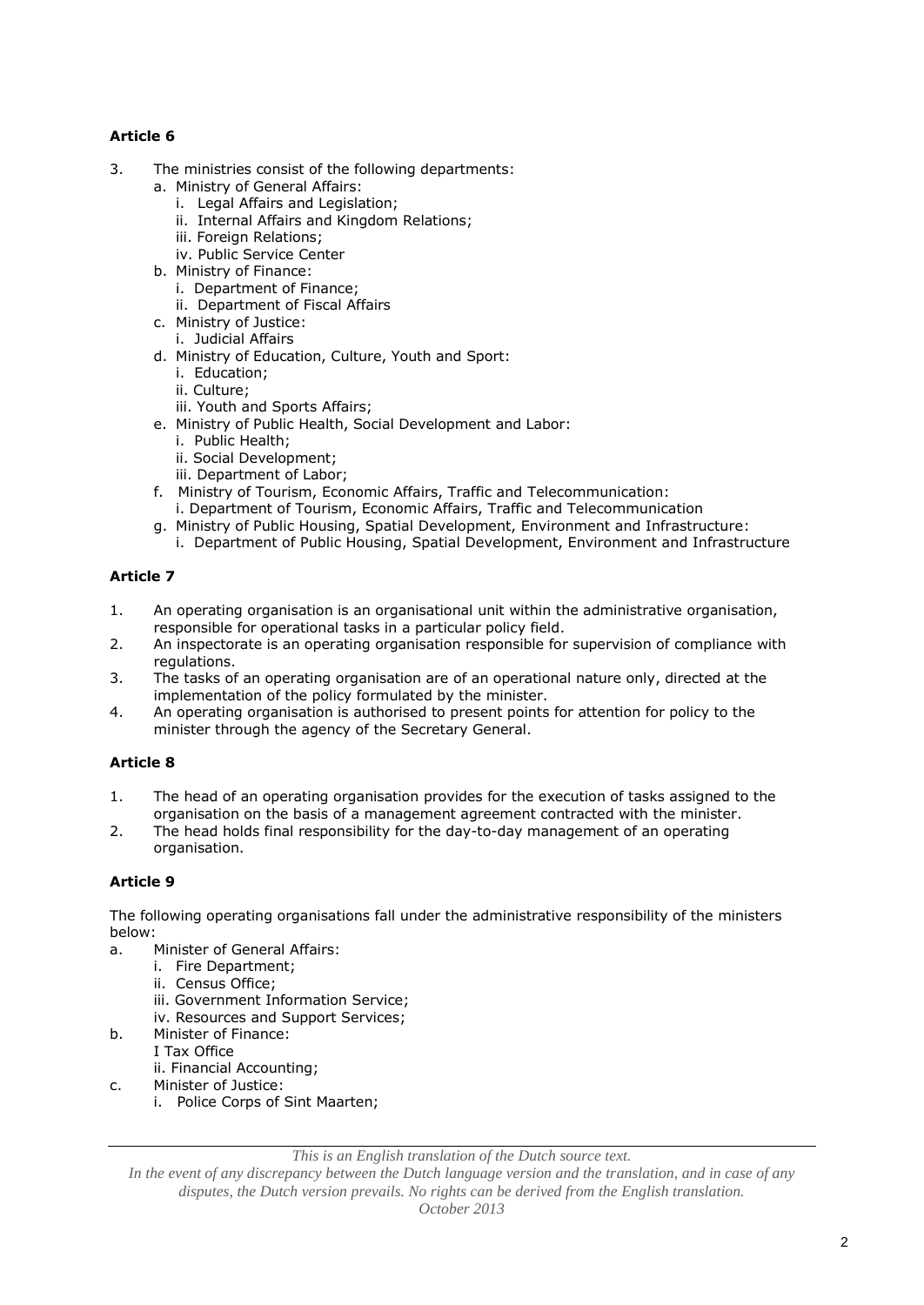**Article 6**

3. The ministries consist of the following departments:
   a. Ministry of General Affairs:
      i. Legal Affairs and Legislation;
      ii. Internal Affairs and Kingdom Relations;
      iii. Foreign Relations;
      iv. Public Service Center
   b. Ministry of Finance:
      i. Department of Finance;
      ii. Department of Fiscal Affairs
   c. Ministry of Justice:
      i. Judicial Affairs
   d. Ministry of Education, Culture, Youth and Sport:
      i. Education;
      ii. Culture;
      iii. Youth and Sports Affairs;
   e. Ministry of Public Health, Social Development and Labor:
      i. Public Health;
      ii. Social Development;
      iii. Department of Labor;
   f. Ministry of Tourism, Economic Affairs, Traffic and Telecommunication:
      i. Department of Tourism, Economic Affairs, Traffic and Telecommunication
   g. Ministry of Public Housing, Spatial Development, Environment and Infrastructure:
      i. Department of Public Housing, Spatial Development, Environment and Infrastructure

**Article 7**

1. An operating organisation is an organisational unit within the administrative organisation, responsible for operational tasks in a particular policy field.
2. An inspectorate is an operating organisation responsible for supervision of compliance with regulations.
3. The tasks of an operating organisation are of an operational nature only, directed at the implementation of the policy formulated by the minister.
4. An operating organisation is authorised to present points for attention for policy to the minister through the agency of the Secretary General.

**Article 8**

1. The head of an operating organisation provides for the execution of tasks assigned to the organisation on the basis of a management agreement contracted with the minister.
2. The head holds final responsibility for the day-to-day management of an operating organisation.

**Article 9**

The following operating organisations fall under the administrative responsibility of the ministers below:

a. Minister of General Affairs:
   i. Fire Department;
   ii. Census Office;
   iii. Government Information Service;
   iv. Resources and Support Services;
b. Minister of Finance:
   I Tax Office
   ii. Financial Accounting;
c. Minister of Justice:
   i. Police Corps of Sint Maarten;

*This is an English translation of the Dutch source text.*
*In the event of any discrepancy between the Dutch language version and the translation, and in case of any disputes, the Dutch version prevails. No rights can be derived from the English translation.*
*October 2013*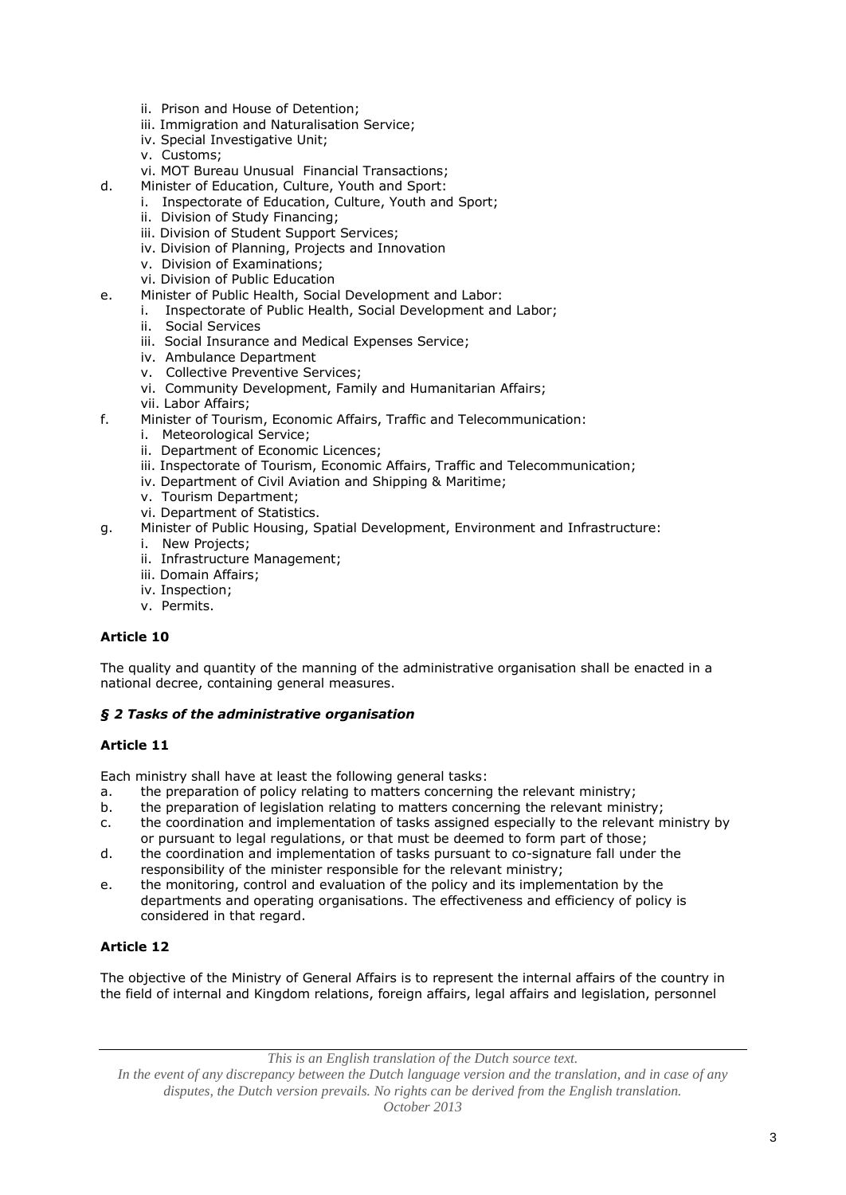- ii. Prison and House of Detention;
   - iii. Immigration and Naturalisation Service;
   - iv. Special Investigative Unit;
   - v. Customs;
   - vi. MOT Bureau Unusual Financial Transactions;

d. Minister of Education, Culture, Youth and Sport:
   - i. Inspectorate of Education, Culture, Youth and Sport;
   - ii. Division of Study Financing;
   - iii. Division of Student Support Services;
   - iv. Division of Planning, Projects and Innovation
   - v. Division of Examinations;
   - vi. Division of Public Education

e. Minister of Public Health, Social Development and Labor:
   - i. Inspectorate of Public Health, Social Development and Labor;
   - ii. Social Services
   - iii. Social Insurance and Medical Expenses Service;
   - iv. Ambulance Department
   - v. Collective Preventive Services;
   - vi. Community Development, Family and Humanitarian Affairs;
   - vii. Labor Affairs;

f. Minister of Tourism, Economic Affairs, Traffic and Telecommunication:
   - i. Meteorological Service;
   - ii. Department of Economic Licences;
   - iii. Inspectorate of Tourism, Economic Affairs, Traffic and Telecommunication;
   - iv. Department of Civil Aviation and Shipping & Maritime;
   - v. Tourism Department;
   - vi. Department of Statistics.

g. Minister of Public Housing, Spatial Development, Environment and Infrastructure:
   - i. New Projects;
   - ii. Infrastructure Management;
   - iii. Domain Affairs;
   - iv. Inspection;
   - v. Permits.

**Article 10**

The quality and quantity of the manning of the administrative organisation shall be enacted in a national decree, containing general measures.

***§ 2 Tasks of the administrative organisation***

**Article 11**

Each ministry shall have at least the following general tasks:

a. the preparation of policy relating to matters concerning the relevant ministry;
b. the preparation of legislation relating to matters concerning the relevant ministry;
c. the coordination and implementation of tasks assigned especially to the relevant ministry by or pursuant to legal regulations, or that must be deemed to form part of those;
d. the coordination and implementation of tasks pursuant to co-signature fall under the responsibility of the minister responsible for the relevant ministry;
e. the monitoring, control and evaluation of the policy and its implementation by the departments and operating organisations. The effectiveness and efficiency of policy is considered in that regard.

**Article 12**

The objective of the Ministry of General Affairs is to represent the internal affairs of the country in the field of internal and Kingdom relations, foreign affairs, legal affairs and legislation, personnel

*This is an English translation of the Dutch source text.*
*In the event of any discrepancy between the Dutch language version and the translation, and in case of any disputes, the Dutch version prevails. No rights can be derived from the English translation.*
*October 2013*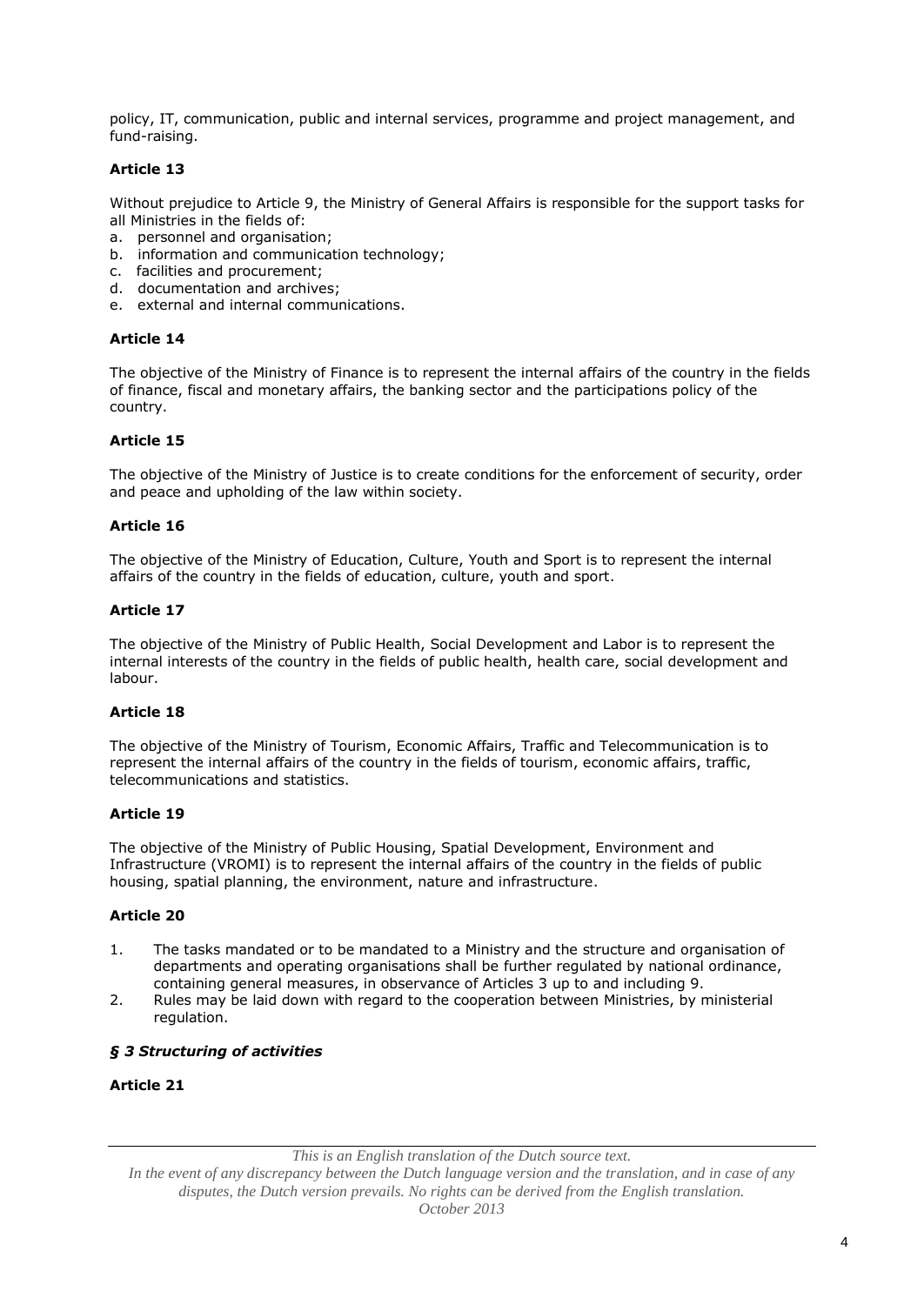policy, IT, communication, public and internal services, programme and project management, and fund-raising.

**Article 13**

Without prejudice to Article 9, the Ministry of General Affairs is responsible for the support tasks for all Ministries in the fields of:

a. personnel and organisation;
b. information and communication technology;
c. facilities and procurement;
d. documentation and archives;
e. external and internal communications.

**Article 14**

The objective of the Ministry of Finance is to represent the internal affairs of the country in the fields of finance, fiscal and monetary affairs, the banking sector and the participations policy of the country.

**Article 15**

The objective of the Ministry of Justice is to create conditions for the enforcement of security, order and peace and upholding of the law within society.

**Article 16**

The objective of the Ministry of Education, Culture, Youth and Sport is to represent the internal affairs of the country in the fields of education, culture, youth and sport.

**Article 17**

The objective of the Ministry of Public Health, Social Development and Labor is to represent the internal interests of the country in the fields of public health, health care, social development and labour.

**Article 18**

The objective of the Ministry of Tourism, Economic Affairs, Traffic and Telecommunication is to represent the internal affairs of the country in the fields of tourism, economic affairs, traffic, telecommunications and statistics.

**Article 19**

The objective of the Ministry of Public Housing, Spatial Development, Environment and Infrastructure (VROMI) is to represent the internal affairs of the country in the fields of public housing, spatial planning, the environment, nature and infrastructure.

**Article 20**

1. The tasks mandated or to be mandated to a Ministry and the structure and organisation of departments and operating organisations shall be further regulated by national ordinance, containing general measures, in observance of Articles 3 up to and including 9.
2. Rules may be laid down with regard to the cooperation between Ministries, by ministerial regulation.

***§ 3 Structuring of activities***

**Article 21**

*This is an English translation of the Dutch source text.*
*In the event of any discrepancy between the Dutch language version and the translation, and in case of any disputes, the Dutch version prevails. No rights can be derived from the English translation.*
*October 2013*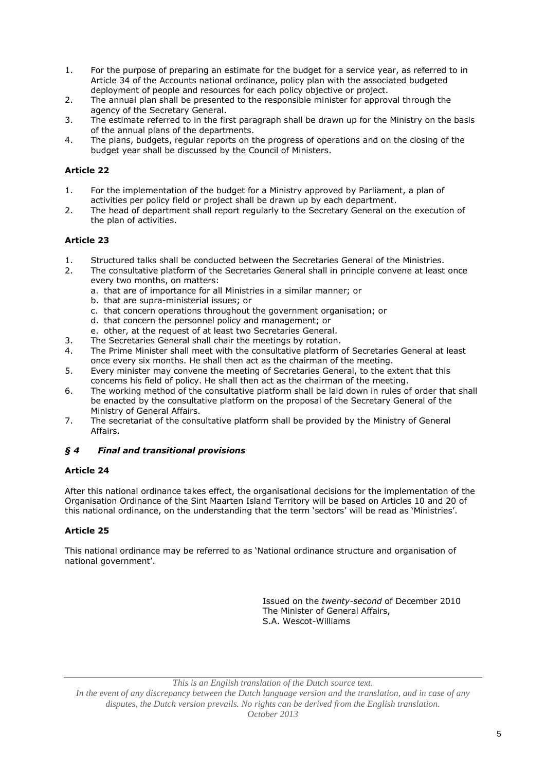1. For the purpose of preparing an estimate for the budget for a service year, as referred to in Article 34 of the Accounts national ordinance, policy plan with the associated budgeted deployment of people and resources for each policy objective or project.
2. The annual plan shall be presented to the responsible minister for approval through the agency of the Secretary General.
3. The estimate referred to in the first paragraph shall be drawn up for the Ministry on the basis of the annual plans of the departments.
4. The plans, budgets, regular reports on the progress of operations and on the closing of the budget year shall be discussed by the Council of Ministers.

**Article 22**

1. For the implementation of the budget for a Ministry approved by Parliament, a plan of activities per policy field or project shall be drawn up by each department.
2. The head of department shall report regularly to the Secretary General on the execution of the plan of activities.

**Article 23**

1. Structured talks shall be conducted between the Secretaries General of the Ministries.
2. The consultative platform of the Secretaries General shall in principle convene at least once every two months, on matters:
   a. that are of importance for all Ministries in a similar manner; or
   b. that are supra-ministerial issues; or
   c. that concern operations throughout the government organisation; or
   d. that concern the personnel policy and management; or
   e. other, at the request of at least two Secretaries General.
3. The Secretaries General shall chair the meetings by rotation.
4. The Prime Minister shall meet with the consultative platform of Secretaries General at least once every six months. He shall then act as the chairman of the meeting.
5. Every minister may convene the meeting of Secretaries General, to the extent that this concerns his field of policy. He shall then act as the chairman of the meeting.
6. The working method of the consultative platform shall be laid down in rules of order that shall be enacted by the consultative platform on the proposal of the Secretary General of the Ministry of General Affairs.
7. The secretariat of the consultative platform shall be provided by the Ministry of General Affairs.

***§ 4 Final and transitional provisions***

**Article 24**

After this national ordinance takes effect, the organisational decisions for the implementation of the Organisation Ordinance of the Sint Maarten Island Territory will be based on Articles 10 and 20 of this national ordinance, on the understanding that the term 'sectors' will be read as 'Ministries'.

**Article 25**

This national ordinance may be referred to as 'National ordinance structure and organisation of national government'.

Issued on the *twenty-second* of December 2010
The Minister of General Affairs,
S.A. Wescot-Williams

*This is an English translation of the Dutch source text.*
*In the event of any discrepancy between the Dutch language version and the translation, and in case of any disputes, the Dutch version prevails. No rights can be derived from the English translation.*
*October 2013*